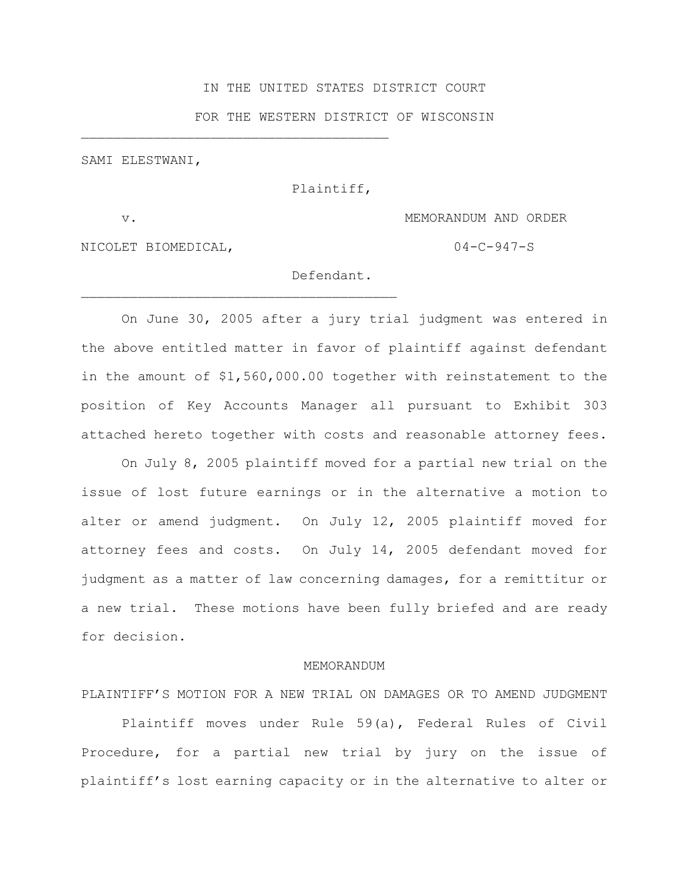IN THE UNITED STATES DISTRICT COURT

FOR THE WESTERN DISTRICT OF WISCONSIN

---

SAMI ELESTWANI,

Plaintiff,

v.

MEMORANDUM AND ORDER

NICOLET BIOMEDICAL,

04-C-947-S

Defendant.

---

On June 30, 2005 after a jury trial judgment was entered in the above entitled matter in favor of plaintiff against defendant in the amount of $1,560,000.00 together with reinstatement to the position of Key Accounts Manager all pursuant to Exhibit 303 attached hereto together with costs and reasonable attorney fees.

On July 8, 2005 plaintiff moved for a partial new trial on the issue of lost future earnings or in the alternative a motion to alter or amend judgment. On July 12, 2005 plaintiff moved for attorney fees and costs. On July 14, 2005 defendant moved for judgment as a matter of law concerning damages, for a remittitur or a new trial. These motions have been fully briefed and are ready for decision.

MEMORANDUM

PLAINTIFF'S MOTION FOR A NEW TRIAL ON DAMAGES OR TO AMEND JUDGMENT

Plaintiff moves under Rule 59(a), Federal Rules of Civil Procedure, for a partial new trial by jury on the issue of plaintiff's lost earning capacity or in the alternative to alter or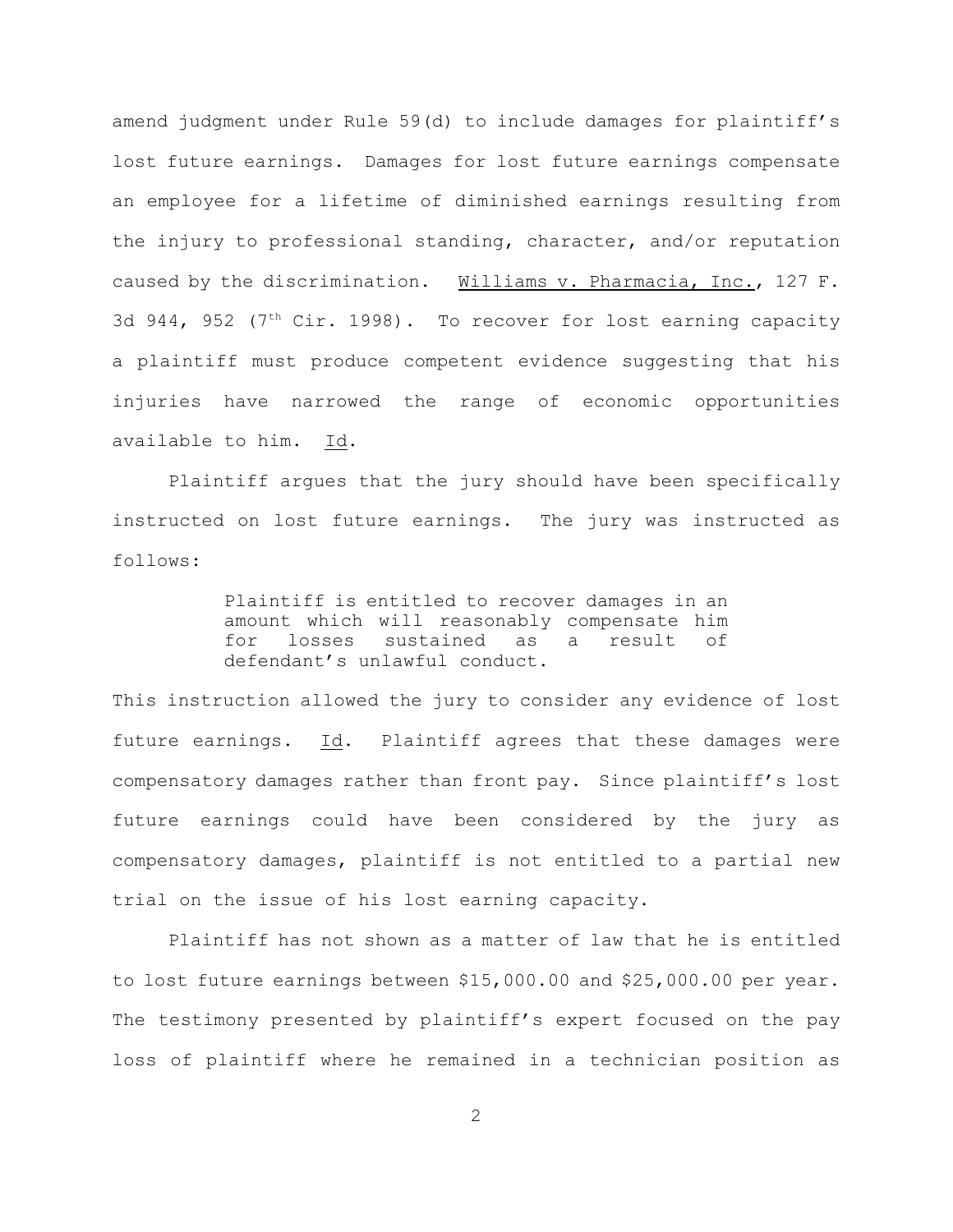amend judgment under Rule 59(d) to include damages for plaintiff's lost future earnings. Damages for lost future earnings compensate an employee for a lifetime of diminished earnings resulting from the injury to professional standing, character, and/or reputation caused by the discrimination. Williams v. Pharmacia, Inc., 127 F. 3d 944, 952 (7th Cir. 1998). To recover for lost earning capacity a plaintiff must produce competent evidence suggesting that his injuries have narrowed the range of economic opportunities available to him. Id.

Plaintiff argues that the jury should have been specifically instructed on lost future earnings. The jury was instructed as follows:

> Plaintiff is entitled to recover damages in an amount which will reasonably compensate him for losses sustained as a result of defendant's unlawful conduct.

This instruction allowed the jury to consider any evidence of lost future earnings. Id. Plaintiff agrees that these damages were compensatory damages rather than front pay. Since plaintiff's lost future earnings could have been considered by the jury as compensatory damages, plaintiff is not entitled to a partial new trial on the issue of his lost earning capacity.

Plaintiff has not shown as a matter of law that he is entitled to lost future earnings between $15,000.00 and $25,000.00 per year. The testimony presented by plaintiff's expert focused on the pay loss of plaintiff where he remained in a technician position as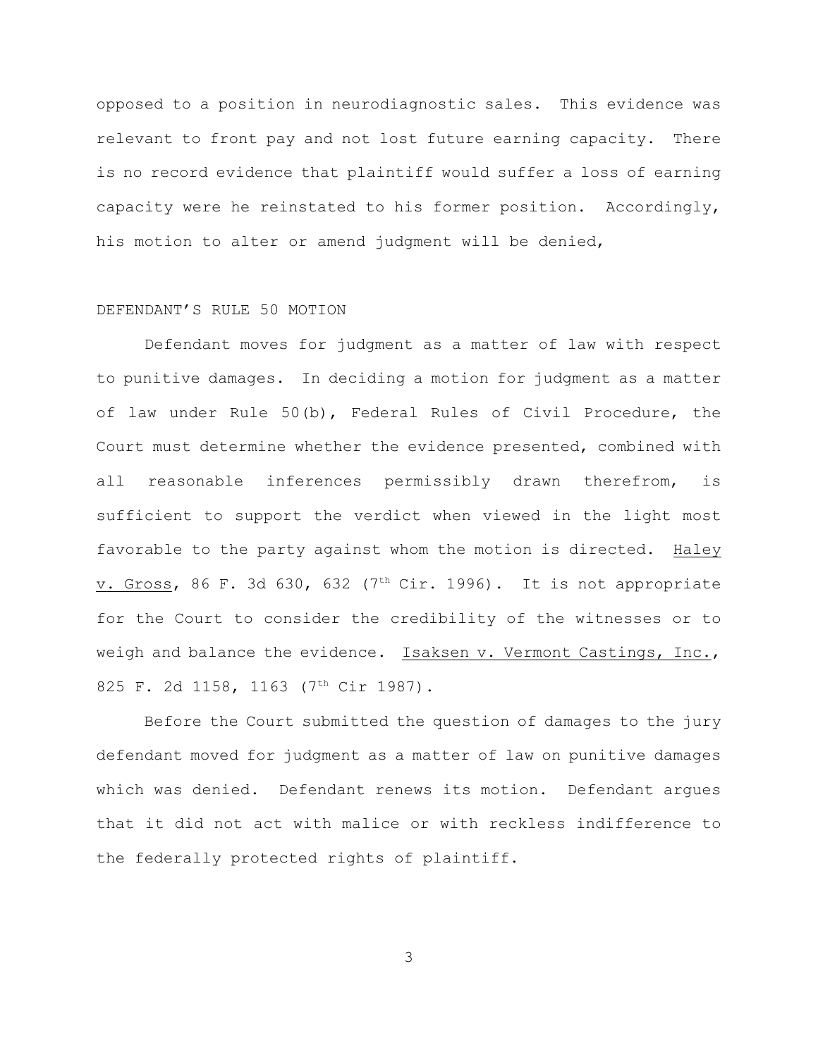opposed to a position in neurodiagnostic sales. This evidence was relevant to front pay and not lost future earning capacity. There is no record evidence that plaintiff would suffer a loss of earning capacity were he reinstated to his former position. Accordingly, his motion to alter or amend judgment will be denied,

DEFENDANT'S RULE 50 MOTION

Defendant moves for judgment as a matter of law with respect to punitive damages. In deciding a motion for judgment as a matter of law under Rule 50(b), Federal Rules of Civil Procedure, the Court must determine whether the evidence presented, combined with all reasonable inferences permissibly drawn therefrom, is sufficient to support the verdict when viewed in the light most favorable to the party against whom the motion is directed. Haley v. Gross, 86 F. 3d 630, 632 (7th Cir. 1996). It is not appropriate for the Court to consider the credibility of the witnesses or to weigh and balance the evidence. Isaksen v. Vermont Castings, Inc., 825 F. 2d 1158, 1163 (7th Cir 1987).

Before the Court submitted the question of damages to the jury defendant moved for judgment as a matter of law on punitive damages which was denied. Defendant renews its motion. Defendant argues that it did not act with malice or with reckless indifference to the federally protected rights of plaintiff.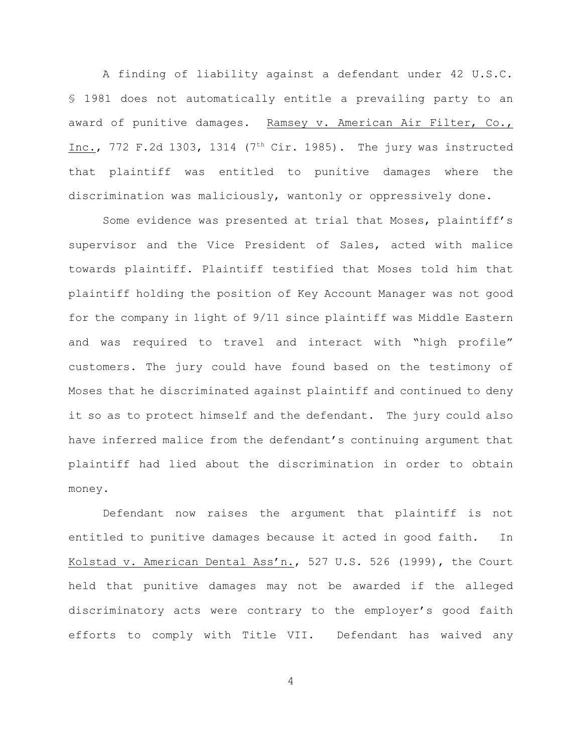A finding of liability against a defendant under 42 U.S.C. § 1981 does not automatically entitle a prevailing party to an award of punitive damages. Ramsey v. American Air Filter, Co., Inc., 772 F.2d 1303, 1314 (7th Cir. 1985). The jury was instructed that plaintiff was entitled to punitive damages where the discrimination was maliciously, wantonly or oppressively done.

Some evidence was presented at trial that Moses, plaintiff's supervisor and the Vice President of Sales, acted with malice towards plaintiff. Plaintiff testified that Moses told him that plaintiff holding the position of Key Account Manager was not good for the company in light of 9/11 since plaintiff was Middle Eastern and was required to travel and interact with "high profile" customers. The jury could have found based on the testimony of Moses that he discriminated against plaintiff and continued to deny it so as to protect himself and the defendant. The jury could also have inferred malice from the defendant's continuing argument that plaintiff had lied about the discrimination in order to obtain money.

Defendant now raises the argument that plaintiff is not entitled to punitive damages because it acted in good faith. In Kolstad v. American Dental Ass'n., 527 U.S. 526 (1999), the Court held that punitive damages may not be awarded if the alleged discriminatory acts were contrary to the employer's good faith efforts to comply with Title VII. Defendant has waived any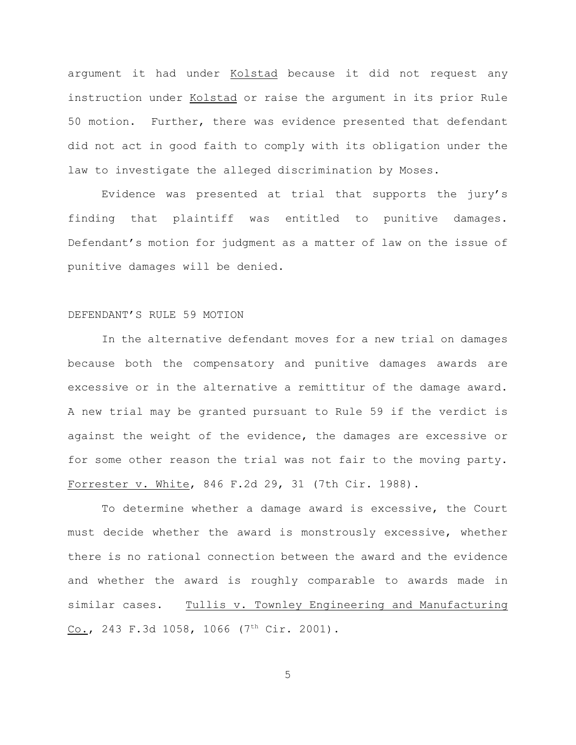argument it had under Kolstad because it did not request any instruction under Kolstad or raise the argument in its prior Rule 50 motion. Further, there was evidence presented that defendant did not act in good faith to comply with its obligation under the law to investigate the alleged discrimination by Moses.

Evidence was presented at trial that supports the jury's finding that plaintiff was entitled to punitive damages. Defendant's motion for judgment as a matter of law on the issue of punitive damages will be denied.

## DEFENDANT'S RULE 59 MOTION

In the alternative defendant moves for a new trial on damages because both the compensatory and punitive damages awards are excessive or in the alternative a remittitur of the damage award. A new trial may be granted pursuant to Rule 59 if the verdict is against the weight of the evidence, the damages are excessive or for some other reason the trial was not fair to the moving party. Forrester v. White, 846 F.2d 29, 31 (7th Cir. 1988).

To determine whether a damage award is excessive, the Court must decide whether the award is monstrously excessive, whether there is no rational connection between the award and the evidence and whether the award is roughly comparable to awards made in similar cases. Tullis v. Townley Engineering and Manufacturing Co., 243 F.3d 1058, 1066 (7th Cir. 2001).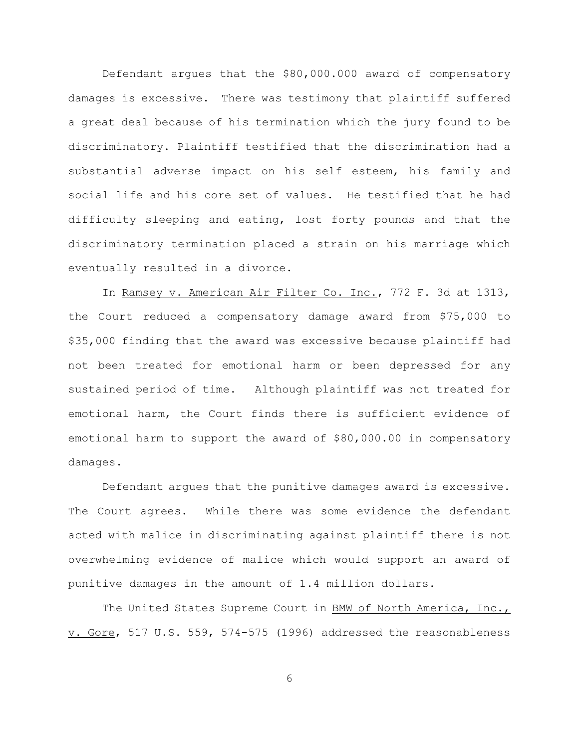Defendant argues that the $80,000.000 award of compensatory damages is excessive. There was testimony that plaintiff suffered a great deal because of his termination which the jury found to be discriminatory. Plaintiff testified that the discrimination had a substantial adverse impact on his self esteem, his family and social life and his core set of values. He testified that he had difficulty sleeping and eating, lost forty pounds and that the discriminatory termination placed a strain on his marriage which eventually resulted in a divorce.

In Ramsey v. American Air Filter Co. Inc., 772 F. 3d at 1313, the Court reduced a compensatory damage award from $75,000 to $35,000 finding that the award was excessive because plaintiff had not been treated for emotional harm or been depressed for any sustained period of time. Although plaintiff was not treated for emotional harm, the Court finds there is sufficient evidence of emotional harm to support the award of $80,000.00 in compensatory damages.

Defendant argues that the punitive damages award is excessive. The Court agrees. While there was some evidence the defendant acted with malice in discriminating against plaintiff there is not overwhelming evidence of malice which would support an award of punitive damages in the amount of 1.4 million dollars.

The United States Supreme Court in BMW of North America, Inc., v. Gore, 517 U.S. 559, 574-575 (1996) addressed the reasonableness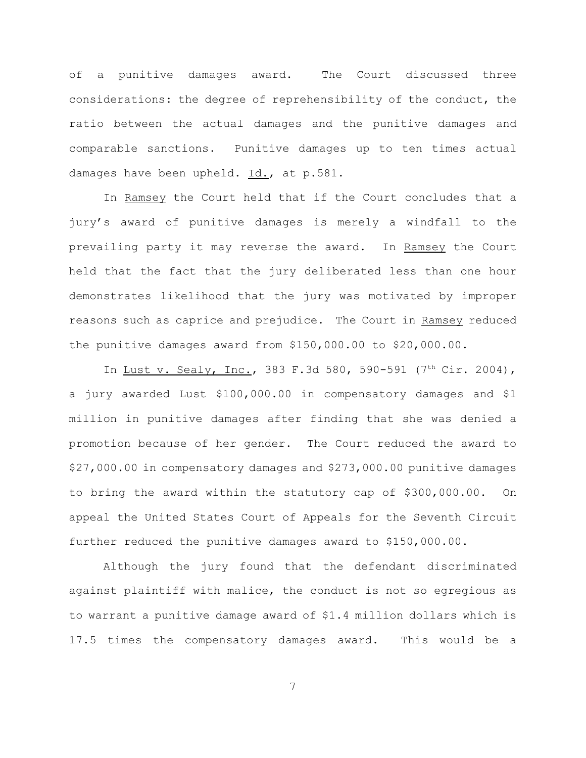of a punitive damages award. The Court discussed three considerations: the degree of reprehensibility of the conduct, the ratio between the actual damages and the punitive damages and comparable sanctions. Punitive damages up to ten times actual damages have been upheld. Id., at p.581.

In Ramsey the Court held that if the Court concludes that a jury's award of punitive damages is merely a windfall to the prevailing party it may reverse the award. In Ramsey the Court held that the fact that the jury deliberated less than one hour demonstrates likelihood that the jury was motivated by improper reasons such as caprice and prejudice. The Court in Ramsey reduced the punitive damages award from $150,000.00 to $20,000.00.

In Lust v. Sealy, Inc., 383 F.3d 580, 590-591 (7th Cir. 2004), a jury awarded Lust $100,000.00 in compensatory damages and $1 million in punitive damages after finding that she was denied a promotion because of her gender. The Court reduced the award to $27,000.00 in compensatory damages and $273,000.00 punitive damages to bring the award within the statutory cap of $300,000.00. On appeal the United States Court of Appeals for the Seventh Circuit further reduced the punitive damages award to $150,000.00.

Although the jury found that the defendant discriminated against plaintiff with malice, the conduct is not so egregious as to warrant a punitive damage award of $1.4 million dollars which is 17.5 times the compensatory damages award. This would be a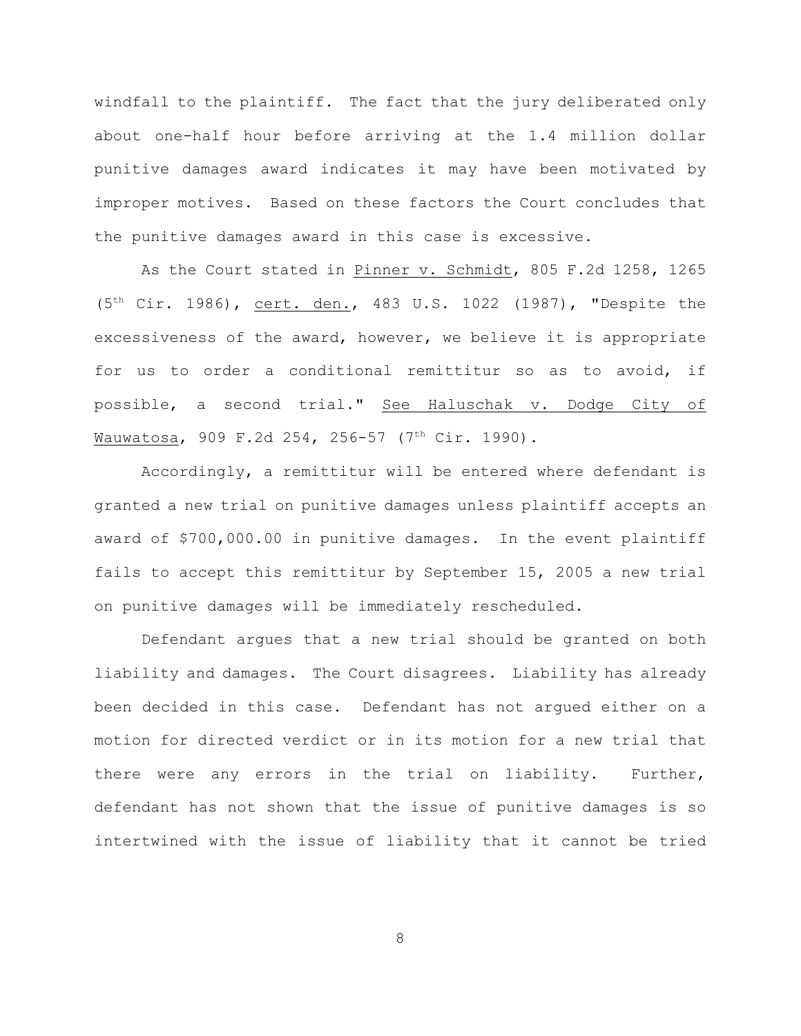windfall to the plaintiff. The fact that the jury deliberated only about one-half hour before arriving at the 1.4 million dollar punitive damages award indicates it may have been motivated by improper motives. Based on these factors the Court concludes that the punitive damages award in this case is excessive.

As the Court stated in Pinner v. Schmidt, 805 F.2d 1258, 1265 (5th Cir. 1986), cert. den., 483 U.S. 1022 (1987), "Despite the excessiveness of the award, however, we believe it is appropriate for us to order a conditional remittitur so as to avoid, if possible, a second trial." See Haluschak v. Dodge City of Wauwatosa, 909 F.2d 254, 256-57 (7th Cir. 1990).

Accordingly, a remittitur will be entered where defendant is granted a new trial on punitive damages unless plaintiff accepts an award of $700,000.00 in punitive damages. In the event plaintiff fails to accept this remittitur by September 15, 2005 a new trial on punitive damages will be immediately rescheduled.

Defendant argues that a new trial should be granted on both liability and damages. The Court disagrees. Liability has already been decided in this case. Defendant has not argued either on a motion for directed verdict or in its motion for a new trial that there were any errors in the trial on liability. Further, defendant has not shown that the issue of punitive damages is so intertwined with the issue of liability that it cannot be tried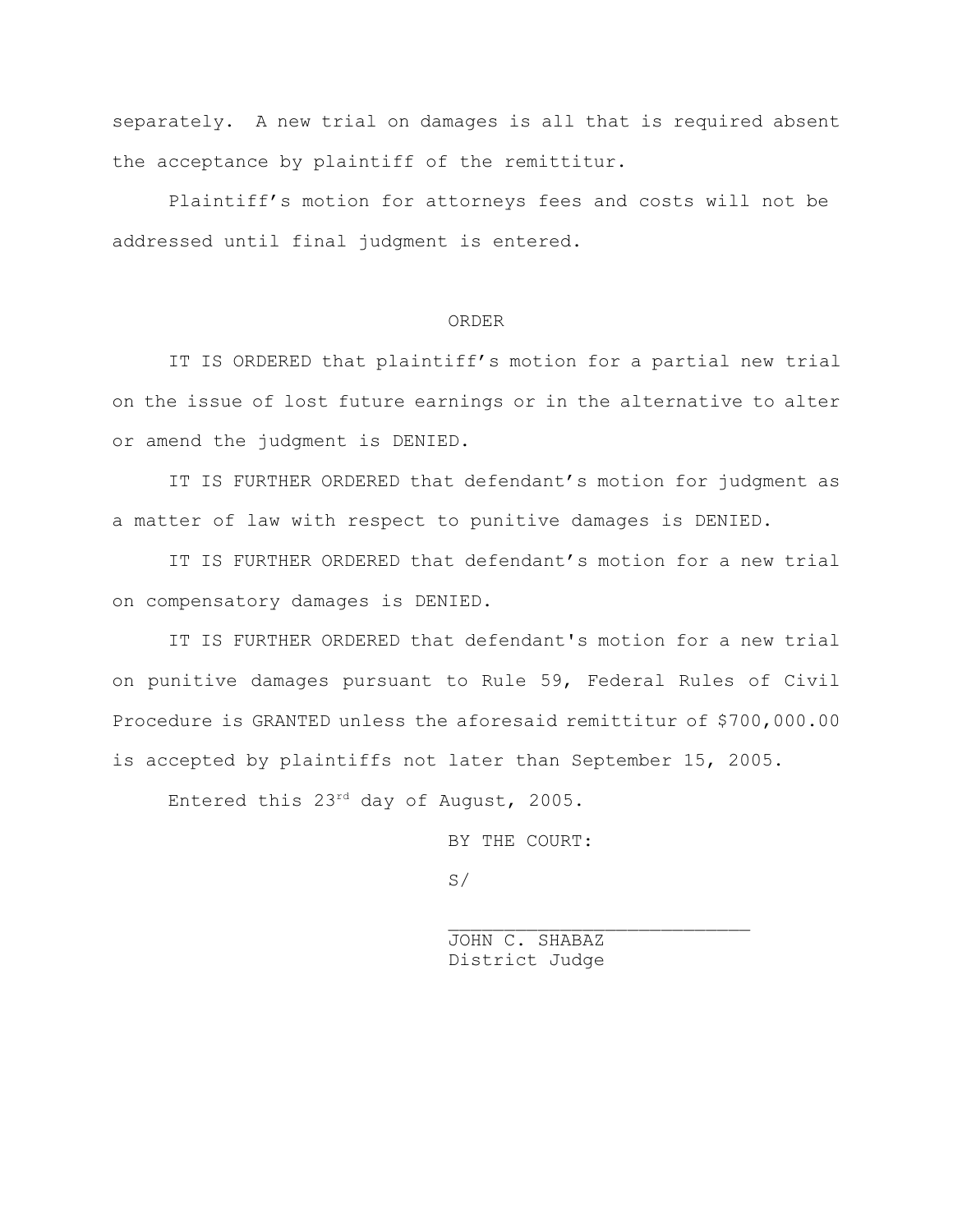separately. A new trial on damages is all that is required absent the acceptance by plaintiff of the remittitur.

Plaintiff's motion for attorneys fees and costs will not be addressed until final judgment is entered.

ORDER

IT IS ORDERED that plaintiff's motion for a partial new trial on the issue of lost future earnings or in the alternative to alter or amend the judgment is DENIED.

IT IS FURTHER ORDERED that defendant's motion for judgment as a matter of law with respect to punitive damages is DENIED.

IT IS FURTHER ORDERED that defendant's motion for a new trial on compensatory damages is DENIED.

IT IS FURTHER ORDERED that defendant's motion for a new trial on punitive damages pursuant to Rule 59, Federal Rules of Civil Procedure is GRANTED unless the aforesaid remittitur of $700,000.00 is accepted by plaintiffs not later than September 15, 2005.

Entered this 23rd day of August, 2005.

BY THE COURT:

S/

\_\_\_\_\_\_\_\_\_\_\_\_\_\_\_\_\_\_\_\_\_\_\_\_\_\_\_\_\_\_

JOHN C. SHABAZ
District Judge